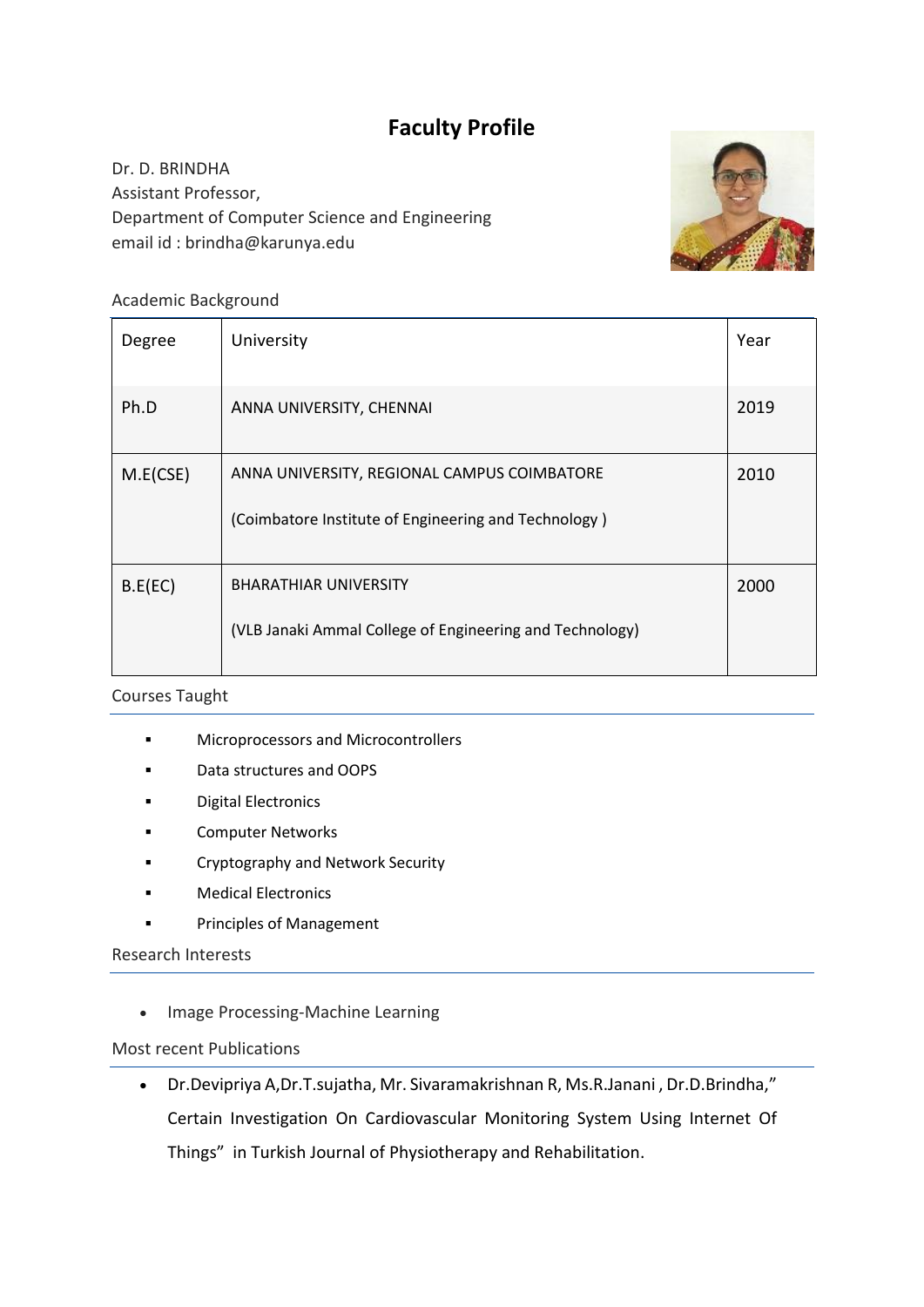# Faculty Profile

Dr. D. BRINDHA
Assistant Professor,
Department of Computer Science and Engineering
email id : brindha@karunya.edu

## Academic Background

| Degree | University | Year |
|---|---|---|
| Ph.D | ANNA UNIVERSITY, CHENNAI | 2019 |
| M.E(CSE) | ANNA UNIVERSITY, REGIONAL CAMPUS COIMBATORE<br><br>(Coimbatore Institute of Engineering and Technology ) | 2010 |
| B.E(EC) | BHARATHIAR UNIVERSITY<br><br>(VLB Janaki Ammal College of Engineering and Technology) | 2000 |

## Courses Taught

- Microprocessors and Microcontrollers
- Data structures and OOPS
- Digital Electronics
- Computer Networks
- Cryptography and Network Security
- Medical Electronics
- Principles of Management

## Research Interests

- Image Processing-Machine Learning

## Most recent Publications

- Dr.Devipriya A,Dr.T.sujatha, Mr. Sivaramakrishnan R, Ms.R.Janani , Dr.D.Brindha," Certain Investigation On Cardiovascular Monitoring System Using Internet Of Things" in Turkish Journal of Physiotherapy and Rehabilitation.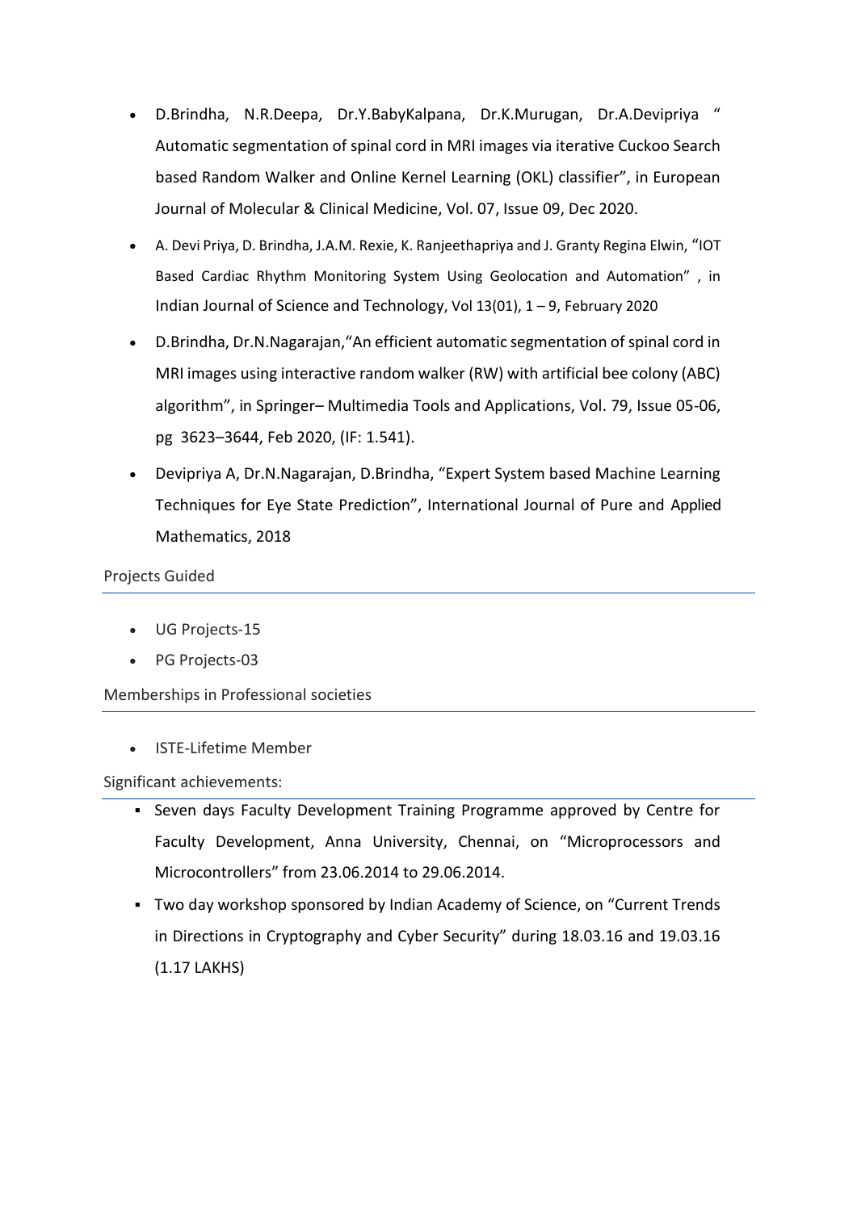- D.Brindha, N.R.Deepa, Dr.Y.BabyKalpana, Dr.K.Murugan, Dr.A.Devipriya " Automatic segmentation of spinal cord in MRI images via iterative Cuckoo Search based Random Walker and Online Kernel Learning (OKL) classifier", in European Journal of Molecular & Clinical Medicine, Vol. 07, Issue 09, Dec 2020.
- A. Devi Priya, D. Brindha, J.A.M. Rexie, K. Ranjeethapriya and J. Granty Regina Elwin, "IOT Based Cardiac Rhythm Monitoring System Using Geolocation and Automation" , in Indian Journal of Science and Technology, Vol 13(01), 1 – 9, February 2020
- D.Brindha, Dr.N.Nagarajan,"An efficient automatic segmentation of spinal cord in MRI images using interactive random walker (RW) with artificial bee colony (ABC) algorithm", in Springer– Multimedia Tools and Applications, Vol. 79, Issue 05-06, pg 3623–3644, Feb 2020, (IF: 1.541).
- Devipriya A, Dr.N.Nagarajan, D.Brindha, "Expert System based Machine Learning Techniques for Eye State Prediction", International Journal of Pure and Applied Mathematics, 2018

## Projects Guided

- UG Projects-15
- PG Projects-03

## Memberships in Professional societies

- ISTE-Lifetime Member

## Significant achievements:

- Seven days Faculty Development Training Programme approved by Centre for Faculty Development, Anna University, Chennai, on "Microprocessors and Microcontrollers" from 23.06.2014 to 29.06.2014.
- Two day workshop sponsored by Indian Academy of Science, on "Current Trends in Directions in Cryptography and Cyber Security" during 18.03.16 and 19.03.16 (1.17 LAKHS)